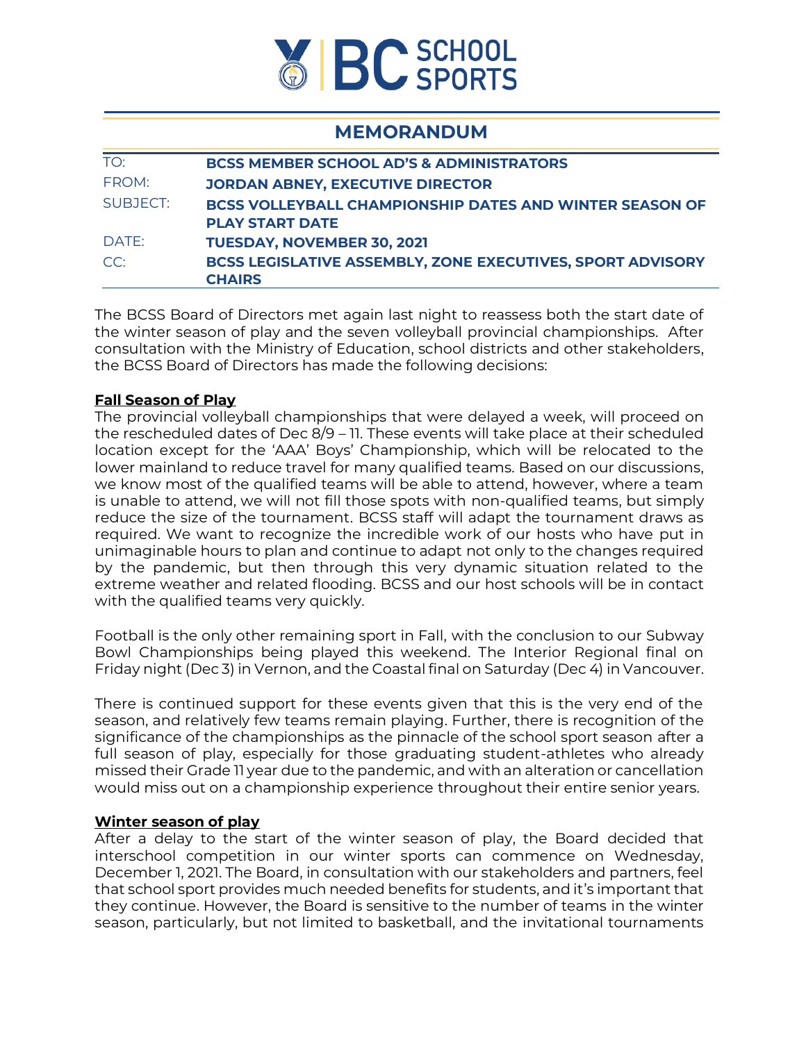# BC SCHOOL SPORTS

## MEMORANDUM

| | |
|---|---|
| TO: | **BCSS MEMBER SCHOOL AD'S & ADMINISTRATORS** |
| FROM: | **JORDAN ABNEY, EXECUTIVE DIRECTOR** |
| SUBJECT: | **BCSS VOLLEYBALL CHAMPIONSHIP DATES AND WINTER SEASON OF PLAY START DATE** |
| DATE: | **TUESDAY, NOVEMBER 30, 2021** |
| CC: | **BCSS LEGISLATIVE ASSEMBLY, ZONE EXECUTIVES, SPORT ADVISORY CHAIRS** |

The BCSS Board of Directors met again last night to reassess both the start date of the winter season of play and the seven volleyball provincial championships. After consultation with the Ministry of Education, school districts and other stakeholders, the BCSS Board of Directors has made the following decisions:

**Fall Season of Play**

The provincial volleyball championships that were delayed a week, will proceed on the rescheduled dates of Dec 8/9 – 11. These events will take place at their scheduled location except for the 'AAA' Boys' Championship, which will be relocated to the lower mainland to reduce travel for many qualified teams. Based on our discussions, we know most of the qualified teams will be able to attend, however, where a team is unable to attend, we will not fill those spots with non-qualified teams, but simply reduce the size of the tournament. BCSS staff will adapt the tournament draws as required. We want to recognize the incredible work of our hosts who have put in unimaginable hours to plan and continue to adapt not only to the changes required by the pandemic, but then through this very dynamic situation related to the extreme weather and related flooding. BCSS and our host schools will be in contact with the qualified teams very quickly.

Football is the only other remaining sport in Fall, with the conclusion to our Subway Bowl Championships being played this weekend. The Interior Regional final on Friday night (Dec 3) in Vernon, and the Coastal final on Saturday (Dec 4) in Vancouver.

There is continued support for these events given that this is the very end of the season, and relatively few teams remain playing. Further, there is recognition of the significance of the championships as the pinnacle of the school sport season after a full season of play, especially for those graduating student-athletes who already missed their Grade 11 year due to the pandemic, and with an alteration or cancellation would miss out on a championship experience throughout their entire senior years.

**Winter season of play**

After a delay to the start of the winter season of play, the Board decided that interschool competition in our winter sports can commence on Wednesday, December 1, 2021. The Board, in consultation with our stakeholders and partners, feel that school sport provides much needed benefits for students, and it's important that they continue. However, the Board is sensitive to the number of teams in the winter season, particularly, but not limited to basketball, and the invitational tournaments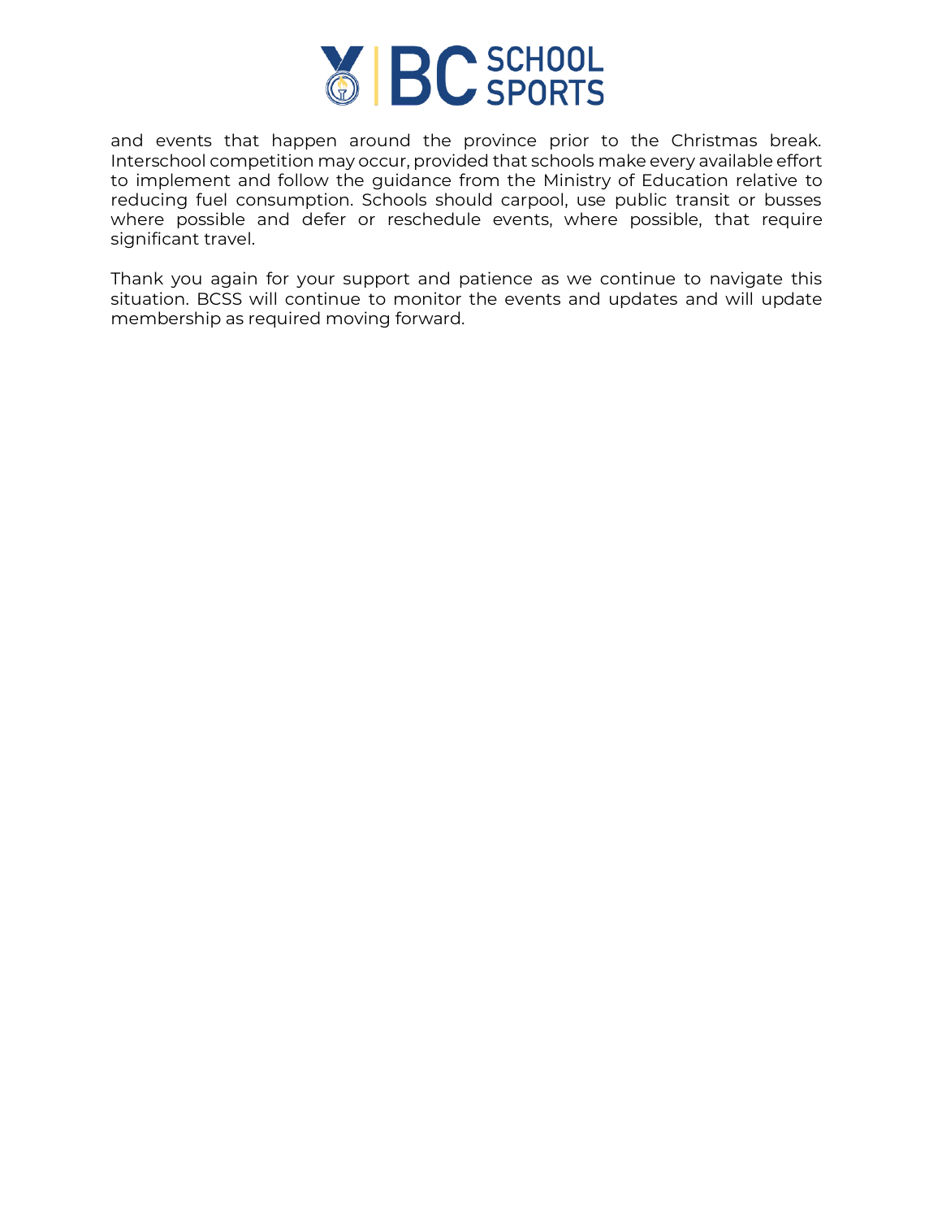and events that happen around the province prior to the Christmas break. Interschool competition may occur, provided that schools make every available effort to implement and follow the guidance from the Ministry of Education relative to reducing fuel consumption. Schools should carpool, use public transit or busses where possible and defer or reschedule events, where possible, that require significant travel.

Thank you again for your support and patience as we continue to navigate this situation. BCSS will continue to monitor the events and updates and will update membership as required moving forward.